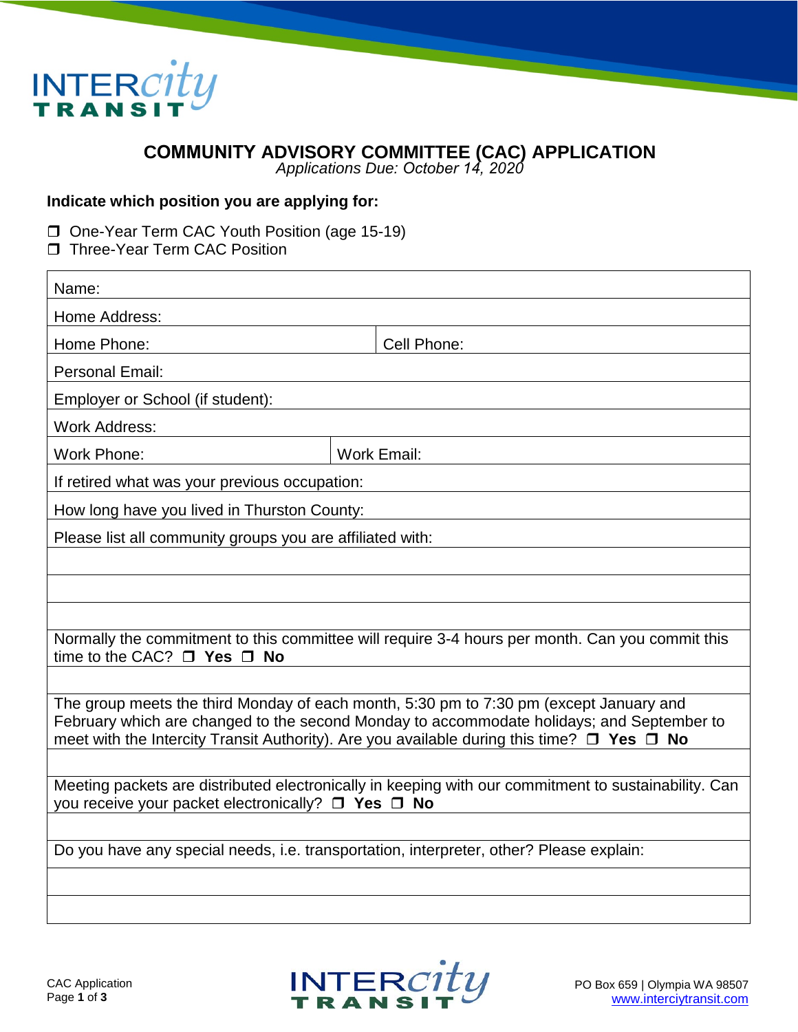# COMMUNITY ADVISORY COMMITTEE (CAC) APPLICATION

*Applications Due: October 14, 2020*

**Indicate which position you are applying for:**

❒ One-Year Term CAC Youth Position (age 15-19)
❒ Three-Year Term CAC Position

| | |
|---|---|
| Name: | |
| Home Address: | |
| Home Phone: | Cell Phone: |
| Personal Email: | |
| Employer or School (if student): | |
| Work Address: | |
| Work Phone: | Work Email: |
| If retired what was your previous occupation: | |
| How long have you lived in Thurston County: | |
| Please list all community groups you are affiliated with: | |
| | |
| | |
| | |
| Normally the commitment to this committee will require 3-4 hours per month. Can you commit this time to the CAC? ❒ **Yes** ❒ **No** | |
| | |
| The group meets the third Monday of each month, 5:30 pm to 7:30 pm (except January and February which are changed to the second Monday to accommodate holidays; and September to meet with the Intercity Transit Authority). Are you available during this time? ❒ **Yes** ❒ **No** | |
| | |
| Meeting packets are distributed electronically in keeping with our commitment to sustainability. Can you receive your packet electronically? ❒ **Yes** ❒ **No** | |
| | |
| Do you have any special needs, i.e. transportation, interpreter, other? Please explain: | |
| | |
| | |

PO Box 659 | Olympia WA 98507
www.interciytransit.com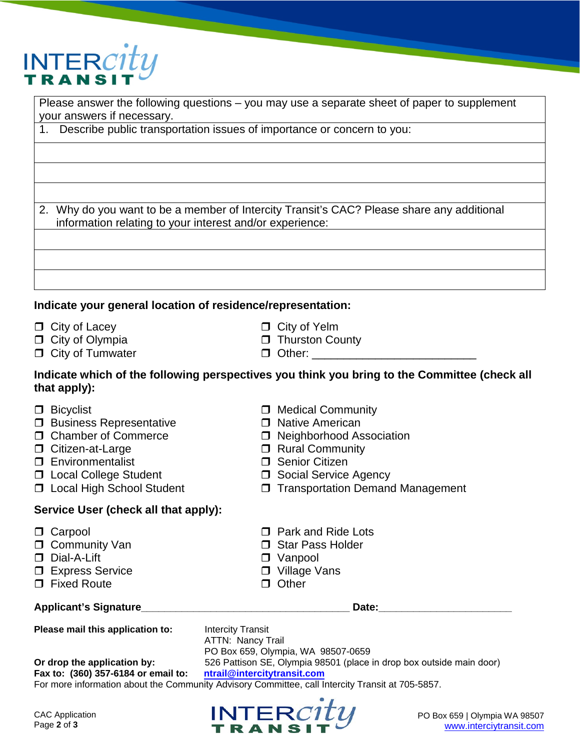Please answer the following questions – you may use a separate sheet of paper to supplement your answers if necessary.

1. Describe public transportation issues of importance or concern to you:

&nbsp;

&nbsp;

&nbsp;

2. Why do you want to be a member of Intercity Transit's CAC? Please share any additional information relating to your interest and/or experience:

&nbsp;

&nbsp;

&nbsp;

**Indicate your general location of residence/representation:**

- ❒ City of Lacey
- ❒ City of Olympia
- ❒ City of Tumwater
- ❒ City of Yelm
- ❒ Thurston County
- ❒ Other: _________________________

**Indicate which of the following perspectives you think you bring to the Committee (check all that apply):**

- ❒ Bicyclist
- ❒ Business Representative
- ❒ Chamber of Commerce
- ❒ Citizen-at-Large
- ❒ Environmentalist
- ❒ Local College Student
- ❒ Local High School Student
- ❒ Medical Community
- ❒ Native American
- ❒ Neighborhood Association
- ❒ Rural Community
- ❒ Senior Citizen
- ❒ Social Service Agency
- ❒ Transportation Demand Management

**Service User (check all that apply):**

- ❒ Carpool
- ❒ Community Van
- ❒ Dial-A-Lift
- ❒ Express Service
- ❒ Fixed Route
- ❒ Park and Ride Lots
- ❒ Star Pass Holder
- ❒ Vanpool
- ❒ Village Vans
- ❒ Other

**Applicant's Signature**___________________________________ **Date:**______________________

**Please mail this application to:** Intercity Transit
ATTN: Nancy Trail
PO Box 659, Olympia, WA 98507-0659

**Or drop the application by:** 526 Pattison SE, Olympia 98501 (place in drop box outside main door)

**Fax to: (360) 357-6184 or email to:** **ntrail@intercitytransit.com**

For more information about the Community Advisory Committee, call Intercity Transit at 705-5857.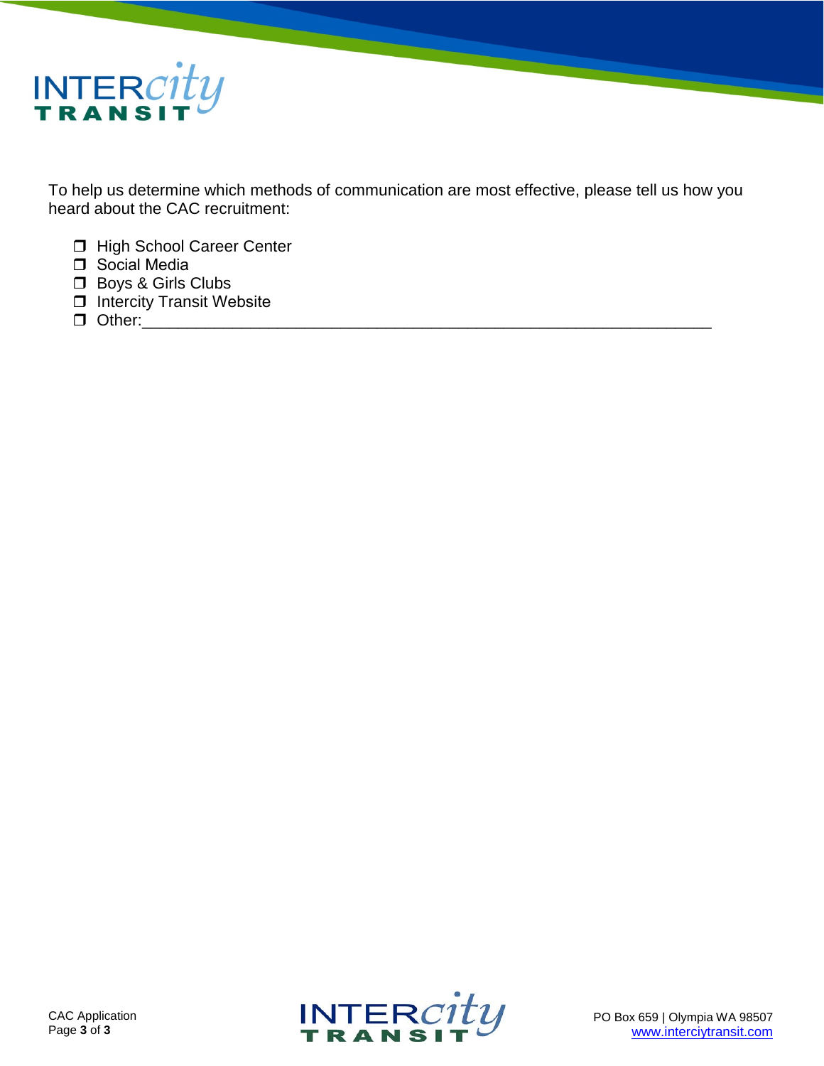To help us determine which methods of communication are most effective, please tell us how you heard about the CAC recruitment:

- ❒ High School Career Center
- ❒ Social Media
- ❒ Boys & Girls Clubs
- ❒ Intercity Transit Website
- ❒ Other:_______________________________________________________________